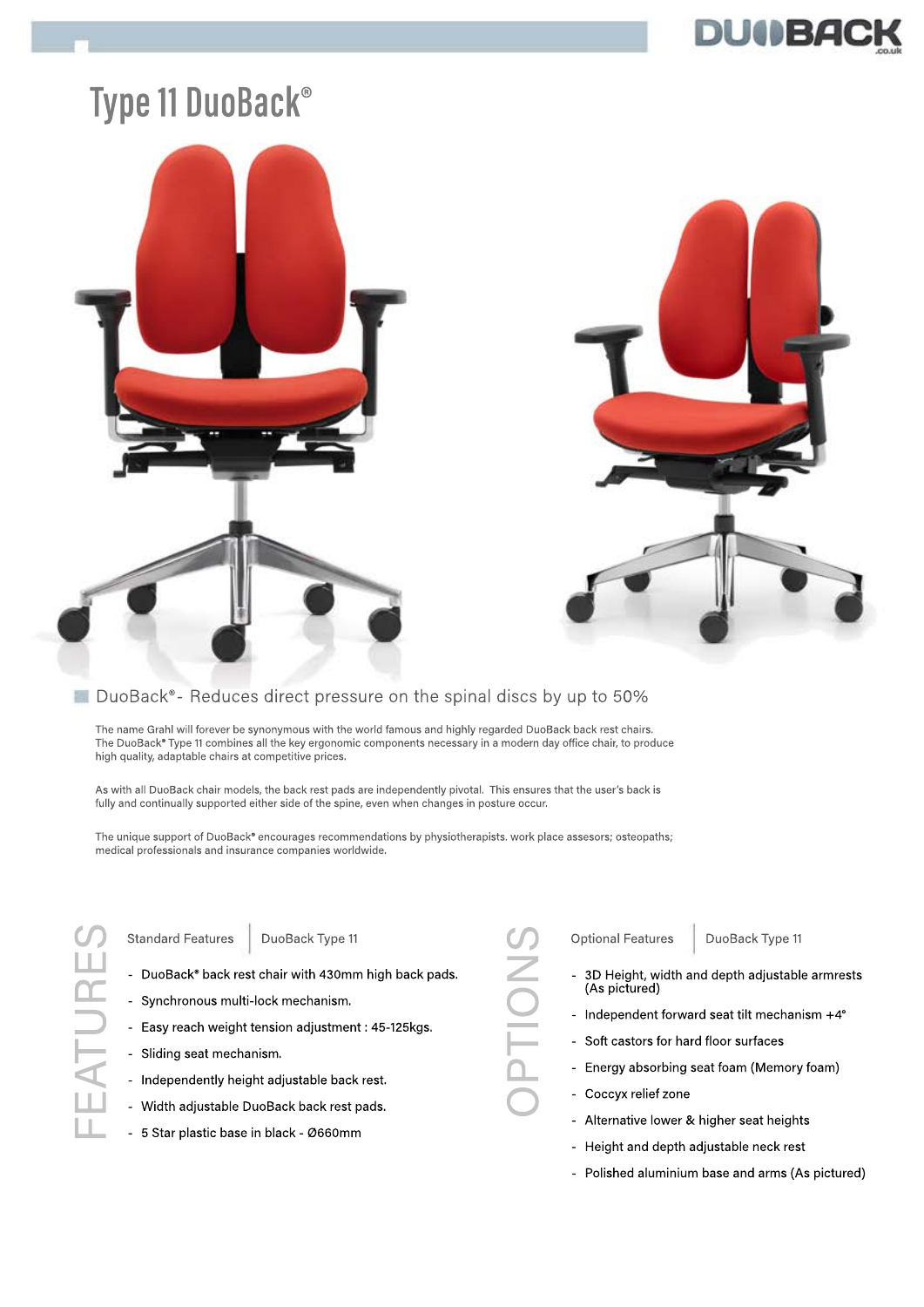DUOBACK
.co.uk

# Type 11 DuoBack®

## DuoBack® - Reduces direct pressure on the spinal discs by up to 50%

The name Grahl will forever be synonymous with the world famous and highly regarded DuoBack back rest chairs. The DuoBack® Type 11 combines all the key ergonomic components necessary in a modern day office chair, to produce high quality, adaptable chairs at competitive prices.

As with all DuoBack chair models, the back rest pads are independently pivotal. This ensures that the user's back is fully and continually supported either side of the spine, even when changes in posture occur.

The unique support of DuoBack® encourages recommendations by physiotherapists. work place assesors; osteopaths; medical professionals and insurance companies worldwide.

## FEATURES

**Standard Features | DuoBack Type 11**

- DuoBack® back rest chair with 430mm high back pads.
- Synchronous multi-lock mechanism.
- Easy reach weight tension adjustment : 45-125kgs.
- Sliding seat mechanism.
- Independently height adjustable back rest.
- Width adjustable DuoBack back rest pads.
- 5 Star plastic base in black - Ø660mm

## OPTIONS

**Optional Features | DuoBack Type 11**

- 3D Height, width and depth adjustable armrests (As pictured)
- Independent forward seat tilt mechanism +4°
- Soft castors for hard floor surfaces
- Energy absorbing seat foam (Memory foam)
- Coccyx relief zone
- Alternative lower & higher seat heights
- Height and depth adjustable neck rest
- Polished aluminium base and arms (As pictured)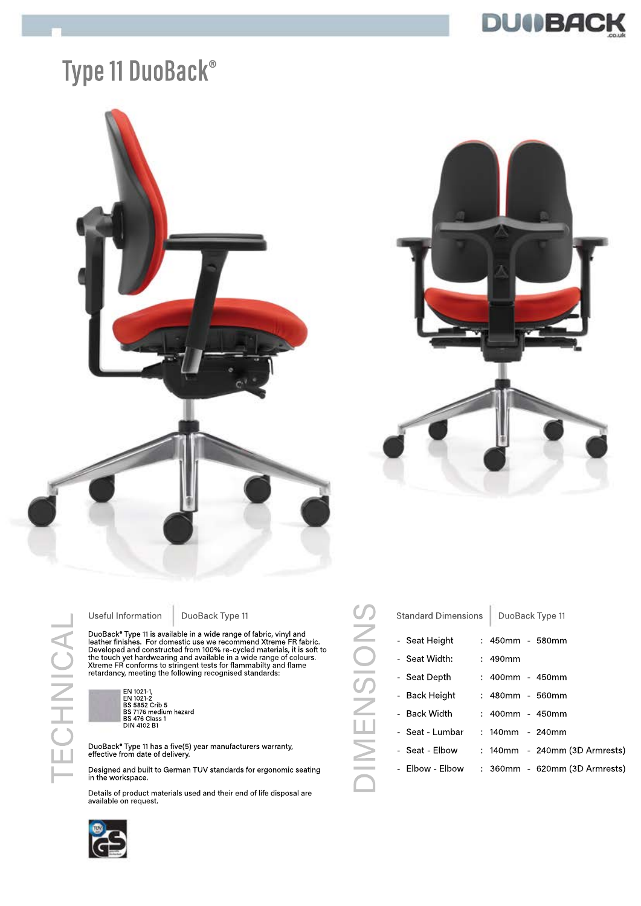# Type 11 DuoBack®

## TECHNICAL

Useful Information | DuoBack Type 11

DuoBack® Type 11 is available in a wide range of fabric, vinyl and leather finishes. For domestic use we recommend Xtreme FR fabric. Developed and constructed from 100% re-cycled materials, it is soft to the touch yet hardwearing and available in a wide range of colours. Xtreme FR conforms to stringent tests for flammabilty and flame retardancy, meeting the following recognised standards:

- EN 1021-1,
- EN 1021-2
- BS 5852 Crib 5
- BS 7176 medium hazard
- BS 476 Class 1
- DIN 4102 B1

DuoBack® Type 11 has a five(5) year manufacturers warranty, effective from date of delivery.

Designed and built to German TUV standards for ergonomic seating in the workspace.

Details of product materials used and their end of life disposal are available on request.

## DIMENSIONS

Standard Dimensions | DuoBack Type 11

| | |
|---|---|
| Seat Height | 450mm - 580mm |
| Seat Width: | 490mm |
| Seat Depth | 400mm - 450mm |
| Back Height | 480mm - 560mm |
| Back Width | 400mm - 450mm |
| Seat - Lumbar | 140mm - 240mm |
| Seat - Elbow | 140mm - 240mm (3D Armrests) |
| Elbow - Elbow | 360mm - 620mm (3D Armrests) |